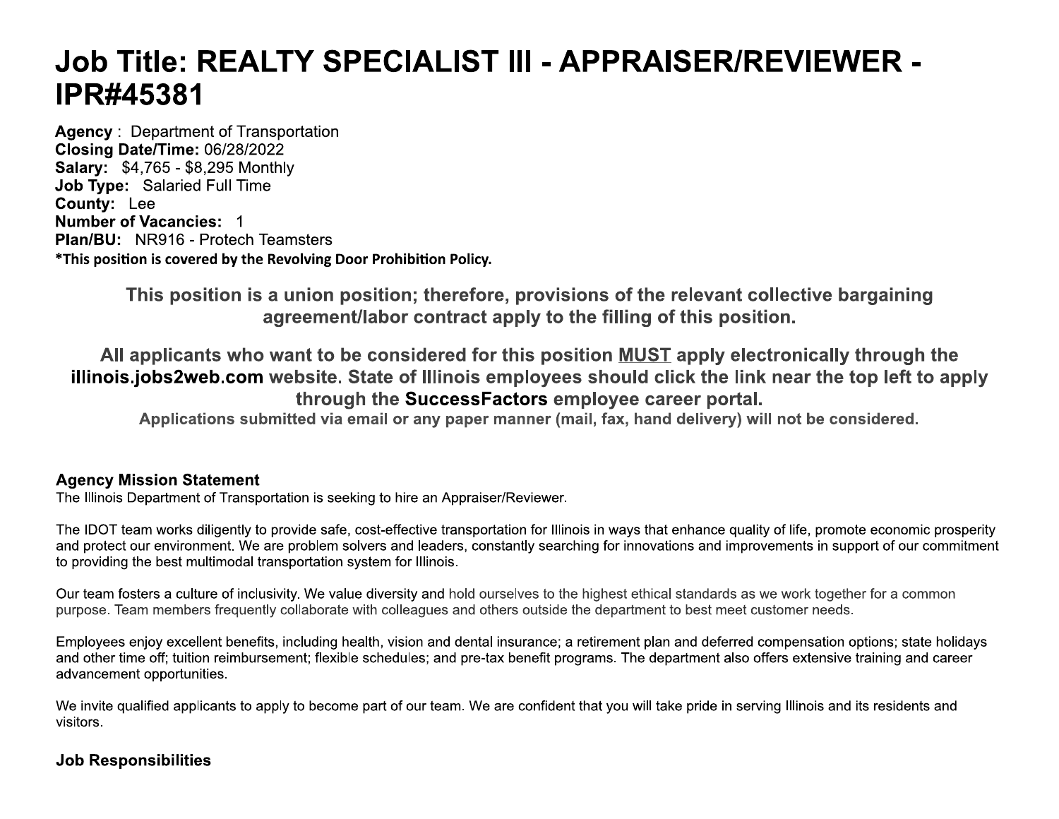# Job Title: REALTY SPECIALIST III - APPRAISER/REVIEWER - IPR#45381

**Agency** : Department of Transportation
**Closing Date/Time:** 06/28/2022
**Salary:** $4,765 - $8,295 Monthly
**Job Type:** Salaried Full Time
**County:** Lee
**Number of Vacancies:** 1
**Plan/BU:** NR916 - Protech Teamsters
***This position is covered by the Revolving Door Prohibition Policy.**

**This position is a union position; therefore, provisions of the relevant collective bargaining agreement/labor contract apply to the filling of this position.**

**All applicants who want to be considered for this position MUST apply electronically through the illinois.jobs2web.com website. State of Illinois employees should click the link near the top left to apply through the SuccessFactors employee career portal.**

**Applications submitted via email or any paper manner (mail, fax, hand delivery) will not be considered.**

**Agency Mission Statement**

The Illinois Department of Transportation is seeking to hire an Appraiser/Reviewer.

The IDOT team works diligently to provide safe, cost-effective transportation for Illinois in ways that enhance quality of life, promote economic prosperity and protect our environment. We are problem solvers and leaders, constantly searching for innovations and improvements in support of our commitment to providing the best multimodal transportation system for Illinois.

Our team fosters a culture of inclusivity. We value diversity and hold ourselves to the highest ethical standards as we work together for a common purpose. Team members frequently collaborate with colleagues and others outside the department to best meet customer needs.

Employees enjoy excellent benefits, including health, vision and dental insurance; a retirement plan and deferred compensation options; state holidays and other time off; tuition reimbursement; flexible schedules; and pre-tax benefit programs. The department also offers extensive training and career advancement opportunities.

We invite qualified applicants to apply to become part of our team. We are confident that you will take pride in serving Illinois and its residents and visitors.

**Job Responsibilities**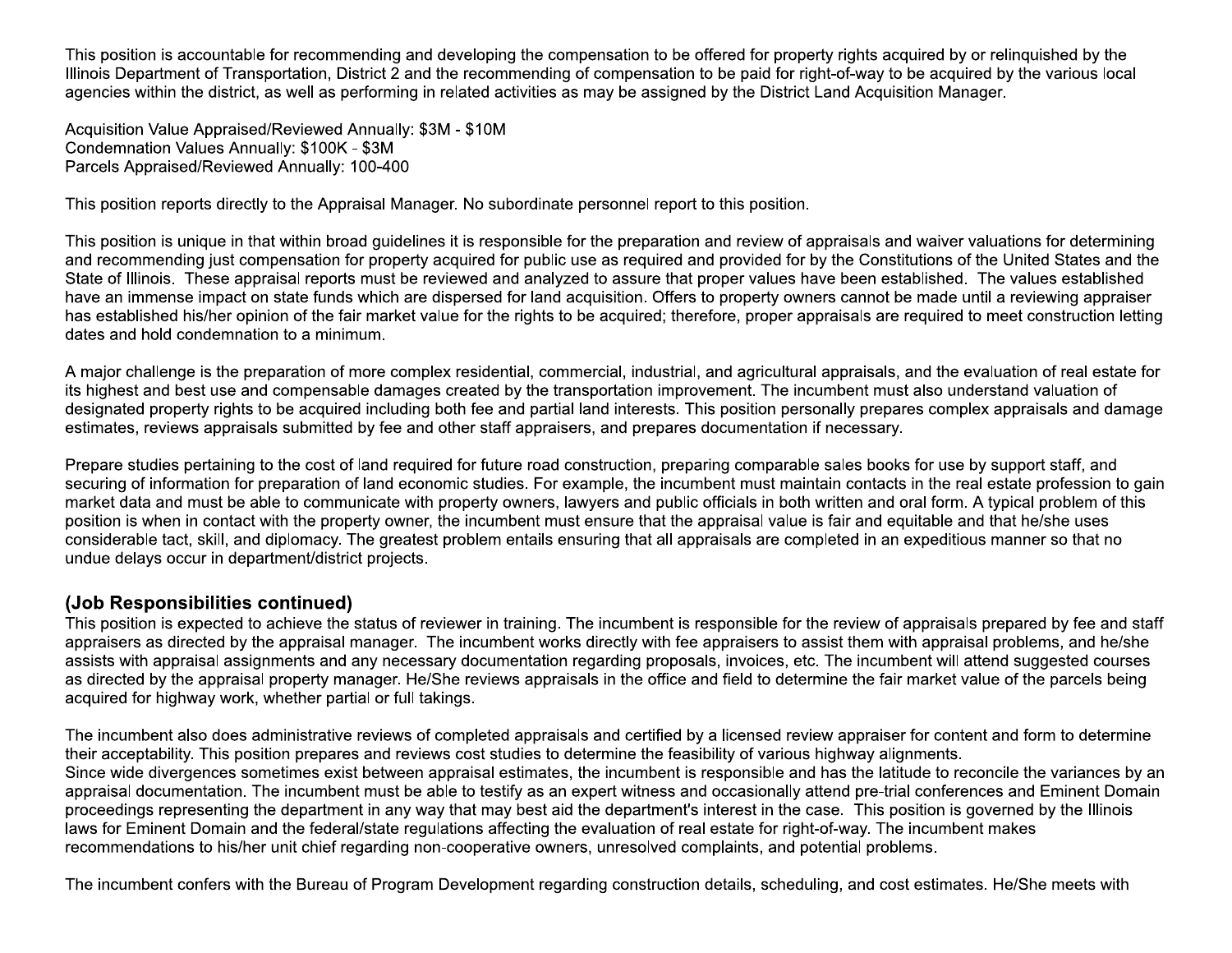This position is accountable for recommending and developing the compensation to be offered for property rights acquired by or relinquished by the Illinois Department of Transportation, District 2 and the recommending of compensation to be paid for right-of-way to be acquired by the various local agencies within the district, as well as performing in related activities as may be assigned by the District Land Acquisition Manager.

Acquisition Value Appraised/Reviewed Annually: $3M - $10M
Condemnation Values Annually: $100K - $3M
Parcels Appraised/Reviewed Annually: 100-400

This position reports directly to the Appraisal Manager. No subordinate personnel report to this position.

This position is unique in that within broad guidelines it is responsible for the preparation and review of appraisals and waiver valuations for determining and recommending just compensation for property acquired for public use as required and provided for by the Constitutions of the United States and the State of Illinois. These appraisal reports must be reviewed and analyzed to assure that proper values have been established. The values established have an immense impact on state funds which are dispersed for land acquisition. Offers to property owners cannot be made until a reviewing appraiser has established his/her opinion of the fair market value for the rights to be acquired; therefore, proper appraisals are required to meet construction letting dates and hold condemnation to a minimum.

A major challenge is the preparation of more complex residential, commercial, industrial, and agricultural appraisals, and the evaluation of real estate for its highest and best use and compensable damages created by the transportation improvement. The incumbent must also understand valuation of designated property rights to be acquired including both fee and partial land interests. This position personally prepares complex appraisals and damage estimates, reviews appraisals submitted by fee and other staff appraisers, and prepares documentation if necessary.

Prepare studies pertaining to the cost of land required for future road construction, preparing comparable sales books for use by support staff, and securing of information for preparation of land economic studies. For example, the incumbent must maintain contacts in the real estate profession to gain market data and must be able to communicate with property owners, lawyers and public officials in both written and oral form. A typical problem of this position is when in contact with the property owner, the incumbent must ensure that the appraisal value is fair and equitable and that he/she uses considerable tact, skill, and diplomacy. The greatest problem entails ensuring that all appraisals are completed in an expeditious manner so that no undue delays occur in department/district projects.

## (Job Responsibilities continued)

This position is expected to achieve the status of reviewer in training. The incumbent is responsible for the review of appraisals prepared by fee and staff appraisers as directed by the appraisal manager. The incumbent works directly with fee appraisers to assist them with appraisal problems, and he/she assists with appraisal assignments and any necessary documentation regarding proposals, invoices, etc. The incumbent will attend suggested courses as directed by the appraisal property manager. He/She reviews appraisals in the office and field to determine the fair market value of the parcels being acquired for highway work, whether partial or full takings.

The incumbent also does administrative reviews of completed appraisals and certified by a licensed review appraiser for content and form to determine their acceptability. This position prepares and reviews cost studies to determine the feasibility of various highway alignments.
Since wide divergences sometimes exist between appraisal estimates, the incumbent is responsible and has the latitude to reconcile the variances by an appraisal documentation. The incumbent must be able to testify as an expert witness and occasionally attend pre-trial conferences and Eminent Domain proceedings representing the department in any way that may best aid the department's interest in the case. This position is governed by the Illinois laws for Eminent Domain and the federal/state regulations affecting the evaluation of real estate for right-of-way. The incumbent makes recommendations to his/her unit chief regarding non-cooperative owners, unresolved complaints, and potential problems.

The incumbent confers with the Bureau of Program Development regarding construction details, scheduling, and cost estimates. He/She meets with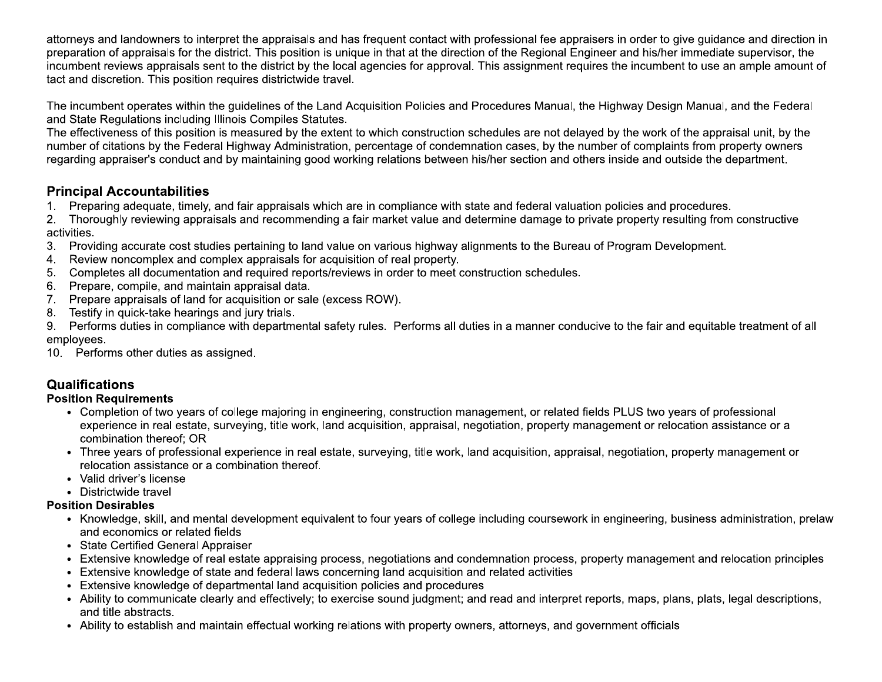attorneys and landowners to interpret the appraisals and has frequent contact with professional fee appraisers in order to give guidance and direction in preparation of appraisals for the district. This position is unique in that at the direction of the Regional Engineer and his/her immediate supervisor, the incumbent reviews appraisals sent to the district by the local agencies for approval. This assignment requires the incumbent to use an ample amount of tact and discretion. This position requires districtwide travel.

The incumbent operates within the guidelines of the Land Acquisition Policies and Procedures Manual, the Highway Design Manual, and the Federal and State Regulations including Illinois Compiles Statutes.
The effectiveness of this position is measured by the extent to which construction schedules are not delayed by the work of the appraisal unit, by the number of citations by the Federal Highway Administration, percentage of condemnation cases, by the number of complaints from property owners regarding appraiser's conduct and by maintaining good working relations between his/her section and others inside and outside the department.

## Principal Accountabilities

1. Preparing adequate, timely, and fair appraisals which are in compliance with state and federal valuation policies and procedures.
2. Thoroughly reviewing appraisals and recommending a fair market value and determine damage to private property resulting from constructive activities.
3. Providing accurate cost studies pertaining to land value on various highway alignments to the Bureau of Program Development.
4. Review noncomplex and complex appraisals for acquisition of real property.
5. Completes all documentation and required reports/reviews in order to meet construction schedules.
6. Prepare, compile, and maintain appraisal data.
7. Prepare appraisals of land for acquisition or sale (excess ROW).
8. Testify in quick-take hearings and jury trials.
9. Performs duties in compliance with departmental safety rules. Performs all duties in a manner conducive to the fair and equitable treatment of all employees.
10. Performs other duties as assigned.

## Qualifications

### Position Requirements

- Completion of two years of college majoring in engineering, construction management, or related fields PLUS two years of professional experience in real estate, surveying, title work, land acquisition, appraisal, negotiation, property management or relocation assistance or a combination thereof; OR
- Three years of professional experience in real estate, surveying, title work, land acquisition, appraisal, negotiation, property management or relocation assistance or a combination thereof.
- Valid driver's license
- Districtwide travel

### Position Desirables

- Knowledge, skill, and mental development equivalent to four years of college including coursework in engineering, business administration, prelaw and economics or related fields
- State Certified General Appraiser
- Extensive knowledge of real estate appraising process, negotiations and condemnation process, property management and relocation principles
- Extensive knowledge of state and federal laws concerning land acquisition and related activities
- Extensive knowledge of departmental land acquisition policies and procedures
- Ability to communicate clearly and effectively; to exercise sound judgment; and read and interpret reports, maps, plans, plats, legal descriptions, and title abstracts.
- Ability to establish and maintain effectual working relations with property owners, attorneys, and government officials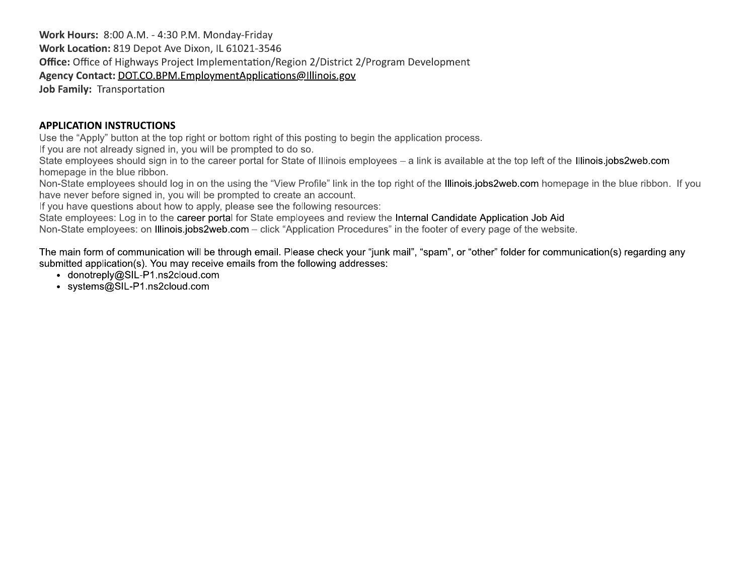**Work Hours:** 8:00 A.M. - 4:30 P.M. Monday-Friday
**Work Location:** 819 Depot Ave Dixon, IL 61021-3546
**Office:** Office of Highways Project Implementation/Region 2/District 2/Program Development
**Agency Contact:** DOT.CO.BPM.EmploymentApplications@Illinois.gov
**Job Family:** Transportation

**APPLICATION INSTRUCTIONS**

Use the "Apply" button at the top right or bottom right of this posting to begin the application process.
If you are not already signed in, you will be prompted to do so.
State employees should sign in to the career portal for State of Illinois employees – a link is available at the top left of the Illinois.jobs2web.com homepage in the blue ribbon.
Non-State employees should log in on the using the "View Profile" link in the top right of the Illinois.jobs2web.com homepage in the blue ribbon. If you have never before signed in, you will be prompted to create an account.
If you have questions about how to apply, please see the following resources:
State employees: Log in to the career portal for State employees and review the Internal Candidate Application Job Aid
Non-State employees: on Illinois.jobs2web.com – click "Application Procedures" in the footer of every page of the website.

The main form of communication will be through email. Please check your "junk mail", "spam", or "other" folder for communication(s) regarding any submitted application(s). You may receive emails from the following addresses:

- donotreply@SIL-P1.ns2cloud.com
- systems@SIL-P1.ns2cloud.com